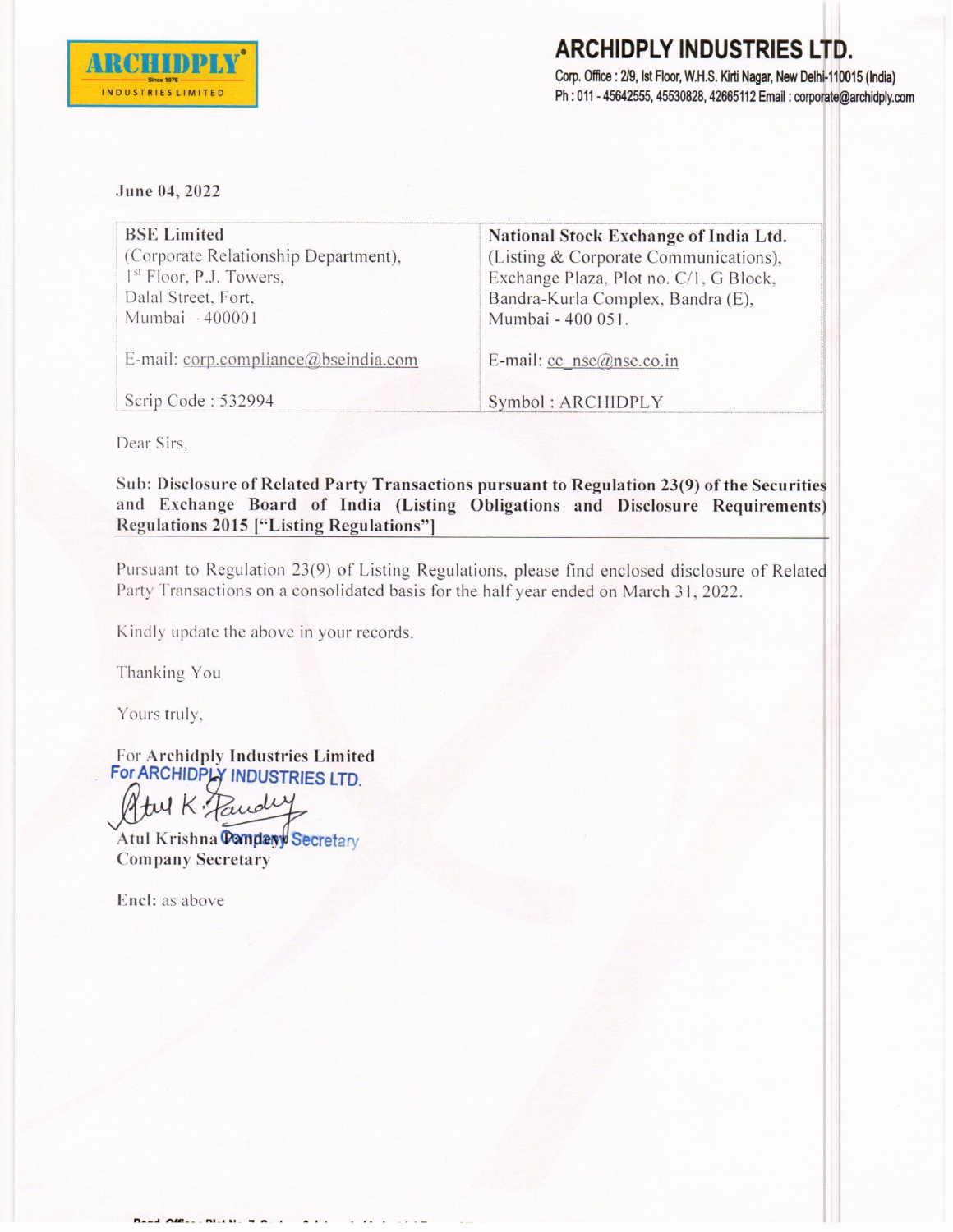# ARCHIDPLY INDUSTRIES LTD.

Corp. Office : 2/9, Ist Floor, W.H.S. Kirti Nagar, New Delhi-110015 (India)
Ph : 011 - 45642555, 45530828, 42665112 Email : corporate@archidply.com

June 04, 2022

| BSE Limited<br>(Corporate Relationship Department),<br>1st Floor, P.J. Towers,<br>Dalal Street, Fort,<br>Mumbai – 400001 | **National Stock Exchange of India Ltd.**<br>(Listing & Corporate Communications),<br>Exchange Plaza, Plot no. C/1, G Block,<br>Bandra-Kurla Complex, Bandra (E),<br>Mumbai - 400 051. |
|---|---|
| E-mail: corp.compliance@bseindia.com | E-mail: cc_nse@nse.co.in |
| Scrip Code : 532994 | Symbol : ARCHIDPLY |

Dear Sirs,

**Sub: Disclosure of Related Party Transactions pursuant to Regulation 23(9) of the Securities and Exchange Board of India (Listing Obligations and Disclosure Requirements) Regulations 2015 ["Listing Regulations"]**

Pursuant to Regulation 23(9) of Listing Regulations, please find enclosed disclosure of Related Party Transactions on a consolidated basis for the half year ended on March 31, 2022.

Kindly update the above in your records.

Thanking You

Yours truly,

For Archidply Industries Limited

For ARCHIDPLY INDUSTRIES LTD.

Atul Krishna Pandey
Company Secretary

Encl: as above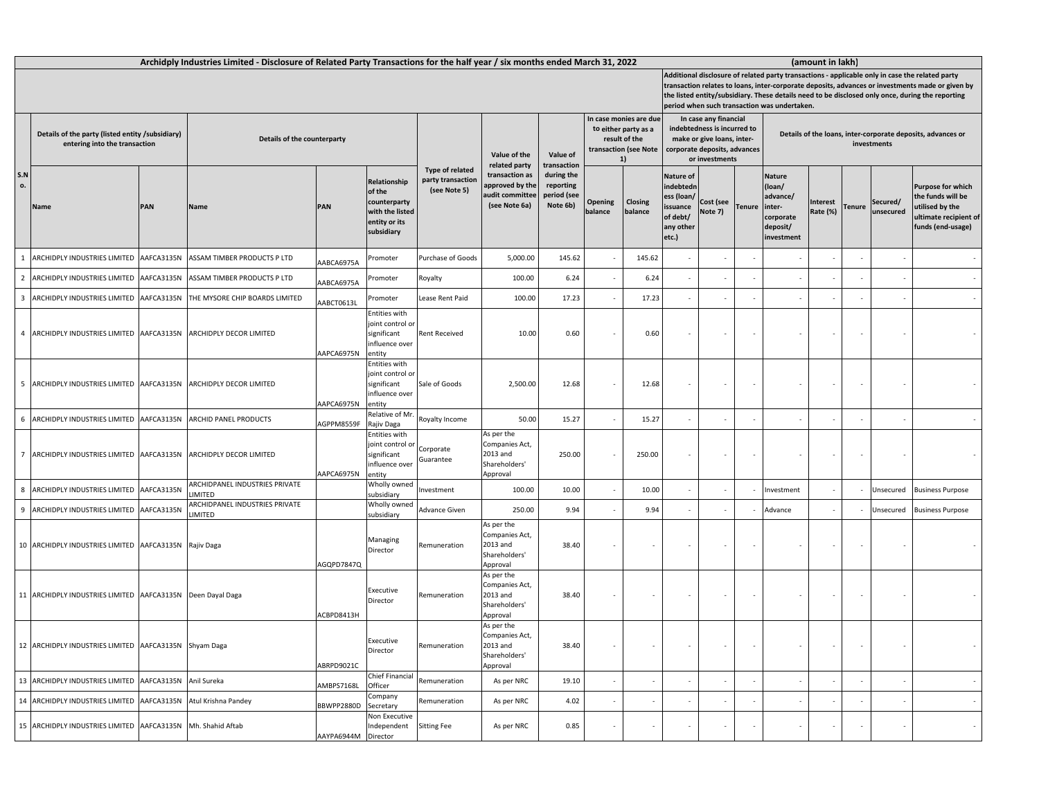# Archidply Industries Limited - Disclosure of Related Party Transactions for the half year / six months ended March 31, 2022

(amount in lakh)

| S.No. | Details of the party (listed entity /subsidiary) entering into the transaction | | Details of the counterparty | | | Type of related party transaction (see Note 5) | Value of the related party transaction as approved by the audit committee (see Note 6a) | Value of transaction during the reporting period (see Note 6b) | In case monies are due to either party as a result of the transaction (see Note 1) | | Additional disclosure of related party transactions - applicable only in case the related party transaction relates to loans, inter-corporate deposits, advances or investments made or given by the listed entity/subsidiary. These details need to be disclosed only once, during the reporting period when such transaction was undertaken. In case any financial indebtedness is incurred to make or give loans, inter-corporate deposits, advances or investments | | | Details of the loans, inter-corporate deposits, advances or investments | | | | |
|---|---|---|---|---|---|---|---|---|---|---|---|---|---|---|---|---|---|---|
| | Name | PAN | Name | PAN | Relationship of the counterparty with the listed entity or its subsidiary | | | | Opening balance | Closing balance | Nature of indebtedness (loan/ issuance of debt/ any other etc.) | Cost (see Note 7) | Tenure | Nature (loan/ advance/ inter-corporate deposit/ investment | Interest Rate (%) | Tenure | Secured/ unsecured | Purpose for which the funds will be utilised by the ultimate recipient of funds (end-usage) |
| 1 | ARCHIDPLY INDUSTRIES LIMITED | AAFCA3135N | ASSAM TIMBER PRODUCTS P LTD | AABCA6975A | Promoter | Purchase of Goods | 5,000.00 | 145.62 | - | 145.62 | - | - | - | - | - | - | - | - |
| 2 | ARCHIDPLY INDUSTRIES LIMITED | AAFCA3135N | ASSAM TIMBER PRODUCTS P LTD | AABCA6975A | Promoter | Royalty | 100.00 | 6.24 | - | 6.24 | - | - | - | - | - | - | - | - |
| 3 | ARCHIDPLY INDUSTRIES LIMITED | AAFCA3135N | THE MYSORE CHIP BOARDS LIMITED | AABCT0613L | Promoter | Lease Rent Paid | 100.00 | 17.23 | - | 17.23 | - | - | - | - | - | - | - | - |
| 4 | ARCHIDPLY INDUSTRIES LIMITED | AAFCA3135N | ARCHIDPLY DECOR LIMITED | AAPCA6975N | Entities with joint control or significant influence over entity | Rent Received | 10.00 | 0.60 | - | 0.60 | - | - | - | - | - | - | - | - |
| 5 | ARCHIDPLY INDUSTRIES LIMITED | AAFCA3135N | ARCHIDPLY DECOR LIMITED | AAPCA6975N | Entities with joint control or significant influence over entity | Sale of Goods | 2,500.00 | 12.68 | - | 12.68 | - | - | - | - | - | - | - | - |
| 6 | ARCHIDPLY INDUSTRIES LIMITED | AAFCA3135N | ARCHID PANEL PRODUCTS | AGPPM8559F | Relative of Mr. Rajiv Daga | Royalty Income | 50.00 | 15.27 | - | 15.27 | - | - | - | - | - | - | - | - |
| 7 | ARCHIDPLY INDUSTRIES LIMITED | AAFCA3135N | ARCHIDPLY DECOR LIMITED | AAPCA6975N | Entities with joint control or significant influence over entity | Corporate Guarantee | As per the Companies Act, 2013 and Shareholders' Approval | 250.00 | - | 250.00 | - | - | - | - | - | - | - | - |
| 8 | ARCHIDPLY INDUSTRIES LIMITED | AAFCA3135N | ARCHIDPANEL INDUSTRIES PRIVATE LIMITED | | Wholly owned subsidiary | Investment | 100.00 | 10.00 | - | 10.00 | - | - | - | Investment | - | - | Unsecured | Business Purpose |
| 9 | ARCHIDPLY INDUSTRIES LIMITED | AAFCA3135N | ARCHIDPANEL INDUSTRIES PRIVATE LIMITED | | Wholly owned subsidiary | Advance Given | 250.00 | 9.94 | - | 9.94 | - | - | - | Advance | - | - | Unsecured | Business Purpose |
| 10 | ARCHIDPLY INDUSTRIES LIMITED | AAFCA3135N | Rajiv Daga | AGQPD7847Q | Managing Director | Remuneration | As per the Companies Act, 2013 and Shareholders' Approval | 38.40 | - | - | - | - | - | - | - | - | - | - |
| 11 | ARCHIDPLY INDUSTRIES LIMITED | AAFCA3135N | Deen Dayal Daga | ACBPD8413H | Executive Director | Remuneration | As per the Companies Act, 2013 and Shareholders' Approval | 38.40 | - | - | - | - | - | - | - | - | - | - |
| 12 | ARCHIDPLY INDUSTRIES LIMITED | AAFCA3135N | Shyam Daga | ABRPD9021C | Executive Director | Remuneration | As per the Companies Act, 2013 and Shareholders' Approval | 38.40 | - | - | - | - | - | - | - | - | - | - |
| 13 | ARCHIDPLY INDUSTRIES LIMITED | AAFCA3135N | Anil Sureka | AMBPS7168L | Chief Financial Officer | Remuneration | As per NRC | 19.10 | - | - | - | - | - | - | - | - | - | - |
| 14 | ARCHIDPLY INDUSTRIES LIMITED | AAFCA3135N | Atul Krishna Pandey | BBWPP2880D | Company Secretary | Remuneration | As per NRC | 4.02 | - | - | - | - | - | - | - | - | - | - |
| 15 | ARCHIDPLY INDUSTRIES LIMITED | AAFCA3135N | Mh. Shahid Aftab | AAYPA6944M | Non Executive Independent Director | Sitting Fee | As per NRC | 0.85 | - | - | - | - | - | - | - | - | - | - |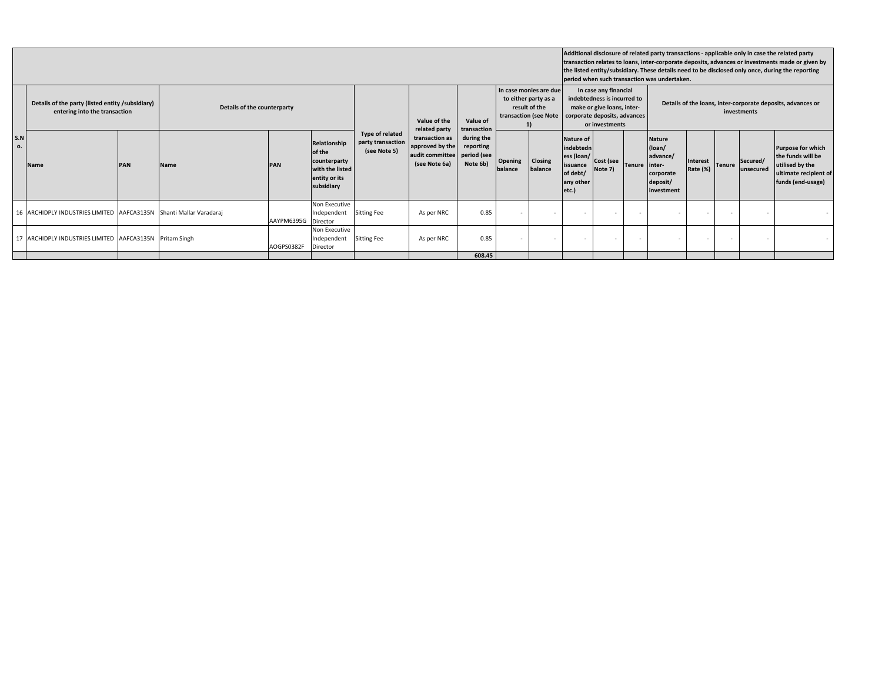| | | | | | | | | | | | | | | | | | | | |
|---|---|---|---|---|---|---|---|---|---|---|---|---|---|---|---|---|---|---|---|
| | | | | | | | | | | | | Additional disclosure of related party transactions - applicable only in case the related party transaction relates to loans, inter-corporate deposits, advances or investments made or given by the listed entity/subsidiary. These details need to be disclosed only once, during the reporting period when such transaction was undertaken. | | | | | | | |
| S.No. | Details of the party (listed entity /subsidiary) entering into the transaction | | Details of the counterparty | | | Type of related party transaction (see Note 5) | Value of the related party transaction as approved by the audit committee (see Note 6a) | Value of transaction during the reporting period (see Note 6b) | In case monies are due to either party as a result of the transaction (see Note 1) | | In case any financial indebtedness is incurred to make or give loans, inter-corporate deposits, advances or investments | | | Details of the loans, inter-corporate deposits, advances or investments | | | | | |
| | Name | PAN | Name | PAN | Relationship of the counterparty with the listed entity or its subsidiary | | | | Opening balance | Closing balance | Nature of indebtedness (loan/ issuance of debt/ any other etc.) | Cost (see Note 7) | Tenure | Nature (loan/ advance/ inter-corporate deposit/ investment | Interest Rate (%) | Tenure | Secured/ unsecured | Purpose for which the funds will be utilised by the ultimate recipient of funds (end-usage) |
| 16 | ARCHIDPLY INDUSTRIES LIMITED | AAFCA3135N | Shanti Mallar Varadaraj | AAYPM6395G | Non Executive Independent Director | Sitting Fee | As per NRC | 0.85 | - | - | - | - | - | - | - | - | - | - |
| 17 | ARCHIDPLY INDUSTRIES LIMITED | AAFCA3135N | Pritam Singh | AOGPS0382F | Non Executive Independent Director | Sitting Fee | As per NRC | 0.85 | - | - | - | - | - | - | - | - | - | - |
| | | | | | | | | 608.45 | | | | | | | | | | |